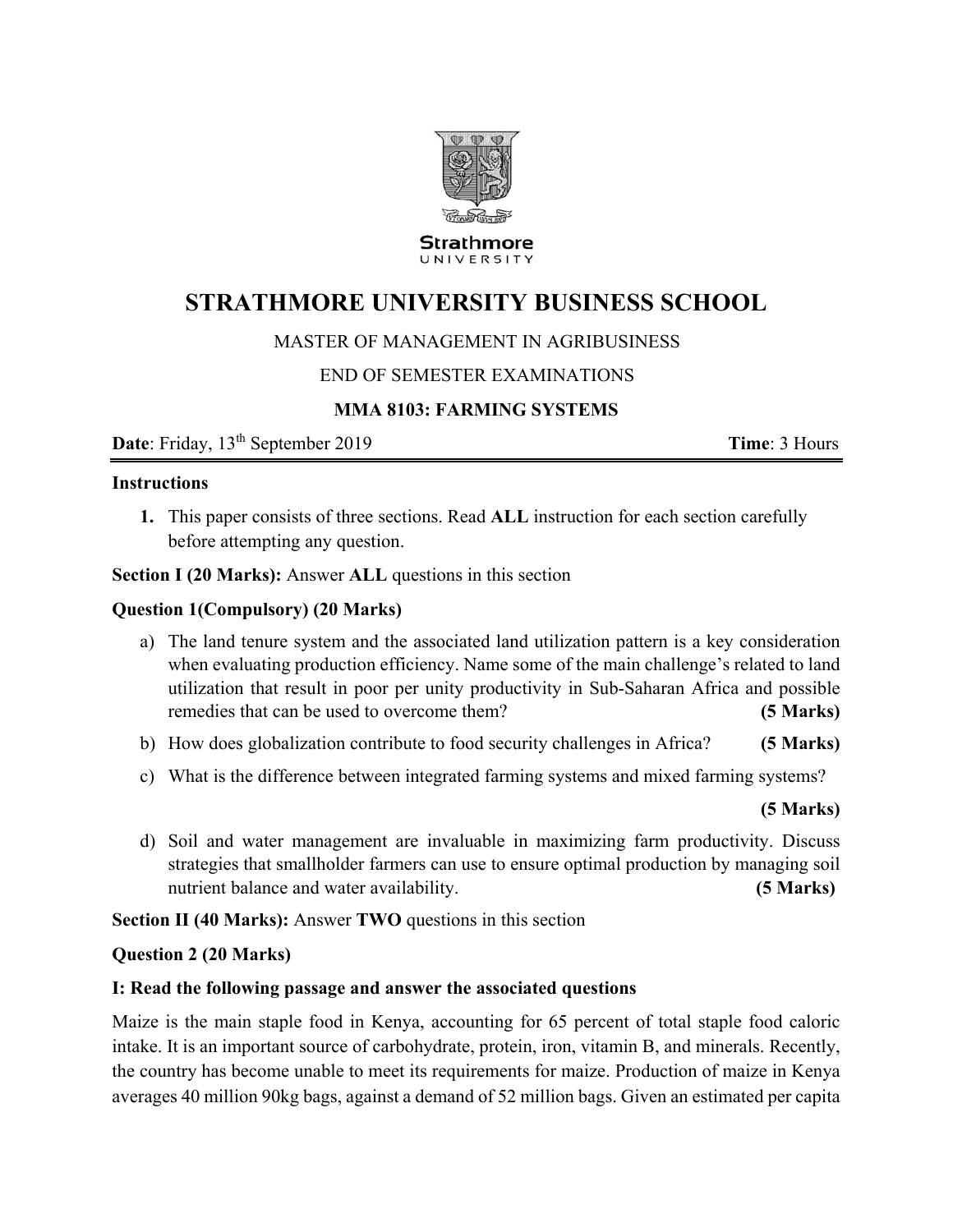Strathmore
UNIVERSITY

# STRATHMORE UNIVERSITY BUSINESS SCHOOL

MASTER OF MANAGEMENT IN AGRIBUSINESS

END OF SEMESTER EXAMINATIONS

**MMA 8103: FARMING SYSTEMS**

**Date**: Friday, 13th September 2019 **Time**: 3 Hours

**Instructions**

1. This paper consists of three sections. Read **ALL** instruction for each section carefully before attempting any question.

**Section I (20 Marks):** Answer **ALL** questions in this section

**Question 1(Compulsory) (20 Marks)**

a) The land tenure system and the associated land utilization pattern is a key consideration when evaluating production efficiency. Name some of the main challenge's related to land utilization that result in poor per unity productivity in Sub-Saharan Africa and possible remedies that can be used to overcome them? **(5 Marks)**

b) How does globalization contribute to food security challenges in Africa? **(5 Marks)**

c) What is the difference between integrated farming systems and mixed farming systems? **(5 Marks)**

d) Soil and water management are invaluable in maximizing farm productivity. Discuss strategies that smallholder farmers can use to ensure optimal production by managing soil nutrient balance and water availability. **(5 Marks)**

**Section II (40 Marks):** Answer **TWO** questions in this section

**Question 2 (20 Marks)**

**I: Read the following passage and answer the associated questions**

Maize is the main staple food in Kenya, accounting for 65 percent of total staple food caloric intake. It is an important source of carbohydrate, protein, iron, vitamin B, and minerals. Recently, the country has become unable to meet its requirements for maize. Production of maize in Kenya averages 40 million 90kg bags, against a demand of 52 million bags. Given an estimated per capita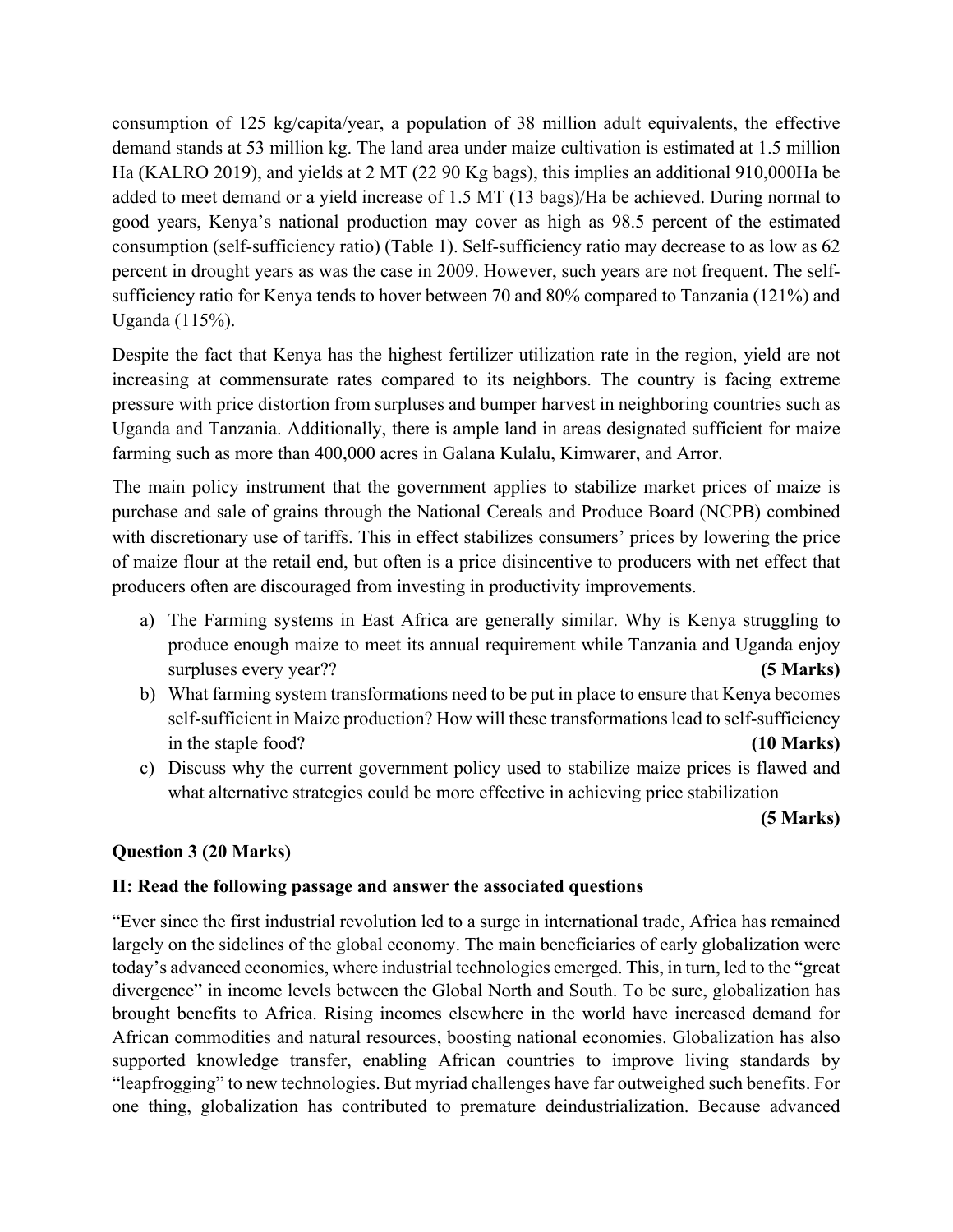consumption of 125 kg/capita/year, a population of 38 million adult equivalents, the effective demand stands at 53 million kg. The land area under maize cultivation is estimated at 1.5 million Ha (KALRO 2019), and yields at 2 MT (22 90 Kg bags), this implies an additional 910,000Ha be added to meet demand or a yield increase of 1.5 MT (13 bags)/Ha be achieved. During normal to good years, Kenya's national production may cover as high as 98.5 percent of the estimated consumption (self-sufficiency ratio) (Table 1). Self-sufficiency ratio may decrease to as low as 62 percent in drought years as was the case in 2009. However, such years are not frequent. The self-sufficiency ratio for Kenya tends to hover between 70 and 80% compared to Tanzania (121%) and Uganda (115%).

Despite the fact that Kenya has the highest fertilizer utilization rate in the region, yield are not increasing at commensurate rates compared to its neighbors. The country is facing extreme pressure with price distortion from surpluses and bumper harvest in neighboring countries such as Uganda and Tanzania. Additionally, there is ample land in areas designated sufficient for maize farming such as more than 400,000 acres in Galana Kulalu, Kimwarer, and Arror.

The main policy instrument that the government applies to stabilize market prices of maize is purchase and sale of grains through the National Cereals and Produce Board (NCPB) combined with discretionary use of tariffs. This in effect stabilizes consumers' prices by lowering the price of maize flour at the retail end, but often is a price disincentive to producers with net effect that producers often are discouraged from investing in productivity improvements.

a) The Farming systems in East Africa are generally similar. Why is Kenya struggling to produce enough maize to meet its annual requirement while Tanzania and Uganda enjoy surpluses every year?? **(5 Marks)**

b) What farming system transformations need to be put in place to ensure that Kenya becomes self-sufficient in Maize production? How will these transformations lead to self-sufficiency in the staple food? **(10 Marks)**

c) Discuss why the current government policy used to stabilize maize prices is flawed and what alternative strategies could be more effective in achieving price stabilization **(5 Marks)**

**Question 3 (20 Marks)**

**II: Read the following passage and answer the associated questions**

"Ever since the first industrial revolution led to a surge in international trade, Africa has remained largely on the sidelines of the global economy. The main beneficiaries of early globalization were today's advanced economies, where industrial technologies emerged. This, in turn, led to the "great divergence" in income levels between the Global North and South. To be sure, globalization has brought benefits to Africa. Rising incomes elsewhere in the world have increased demand for African commodities and natural resources, boosting national economies. Globalization has also supported knowledge transfer, enabling African countries to improve living standards by "leapfrogging" to new technologies. But myriad challenges have far outweighed such benefits. For one thing, globalization has contributed to premature deindustrialization. Because advanced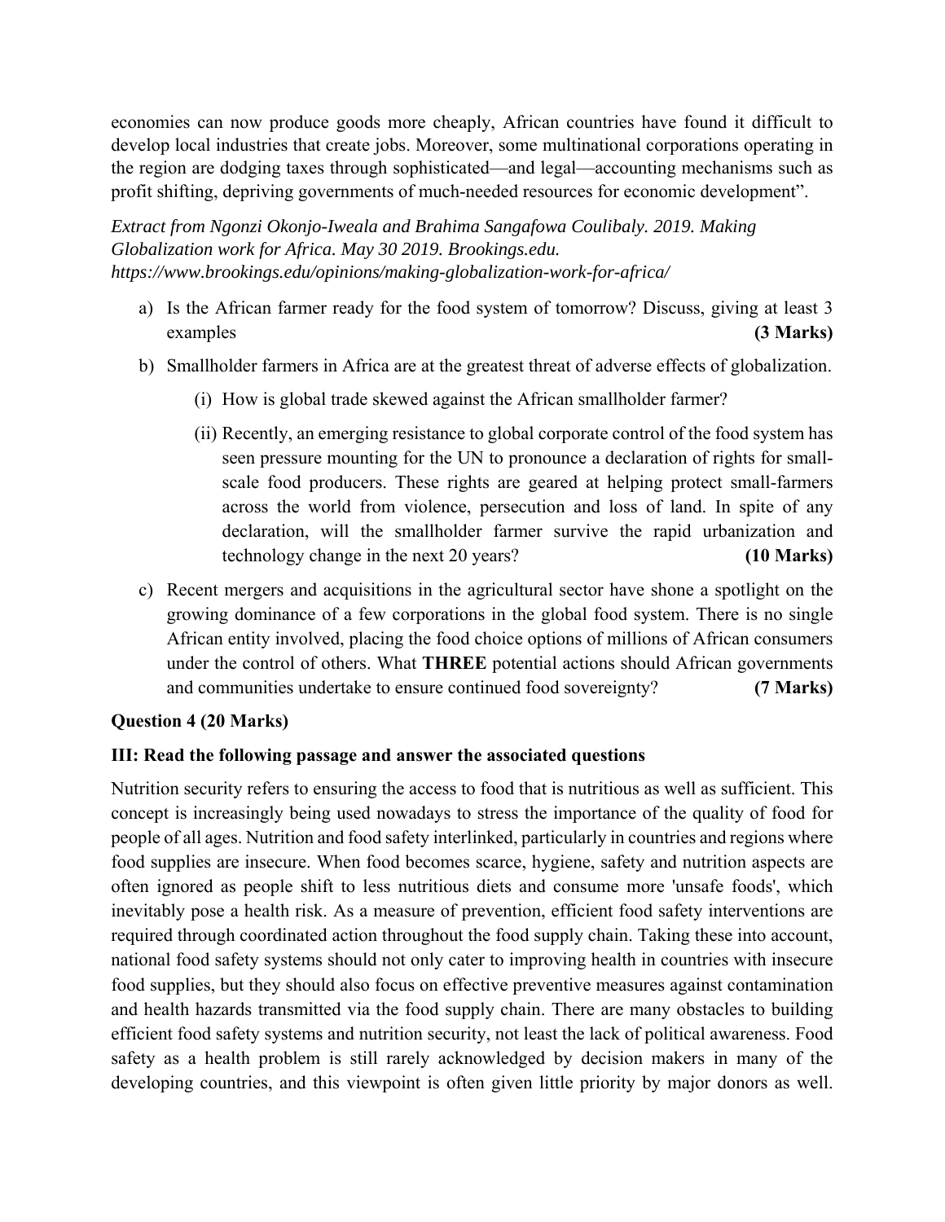economies can now produce goods more cheaply, African countries have found it difficult to develop local industries that create jobs. Moreover, some multinational corporations operating in the region are dodging taxes through sophisticated—and legal—accounting mechanisms such as profit shifting, depriving governments of much-needed resources for economic development".

*Extract from Ngonzi Okonjo-Iweala and Brahima Sangafowa Coulibaly. 2019. Making Globalization work for Africa. May 30 2019. Brookings.edu. https://www.brookings.edu/opinions/making-globalization-work-for-africa/*

a) Is the African farmer ready for the food system of tomorrow? Discuss, giving at least 3 examples **(3 Marks)**

b) Smallholder farmers in Africa are at the greatest threat of adverse effects of globalization.

   (i) How is global trade skewed against the African smallholder farmer?

   (ii) Recently, an emerging resistance to global corporate control of the food system has seen pressure mounting for the UN to pronounce a declaration of rights for small-scale food producers. These rights are geared at helping protect small-farmers across the world from violence, persecution and loss of land. In spite of any declaration, will the smallholder farmer survive the rapid urbanization and technology change in the next 20 years? **(10 Marks)**

c) Recent mergers and acquisitions in the agricultural sector have shone a spotlight on the growing dominance of a few corporations in the global food system. There is no single African entity involved, placing the food choice options of millions of African consumers under the control of others. What **THREE** potential actions should African governments and communities undertake to ensure continued food sovereignty? **(7 Marks)**

**Question 4 (20 Marks)**

**III: Read the following passage and answer the associated questions**

Nutrition security refers to ensuring the access to food that is nutritious as well as sufficient. This concept is increasingly being used nowadays to stress the importance of the quality of food for people of all ages. Nutrition and food safety interlinked, particularly in countries and regions where food supplies are insecure. When food becomes scarce, hygiene, safety and nutrition aspects are often ignored as people shift to less nutritious diets and consume more 'unsafe foods', which inevitably pose a health risk. As a measure of prevention, efficient food safety interventions are required through coordinated action throughout the food supply chain. Taking these into account, national food safety systems should not only cater to improving health in countries with insecure food supplies, but they should also focus on effective preventive measures against contamination and health hazards transmitted via the food supply chain. There are many obstacles to building efficient food safety systems and nutrition security, not least the lack of political awareness. Food safety as a health problem is still rarely acknowledged by decision makers in many of the developing countries, and this viewpoint is often given little priority by major donors as well.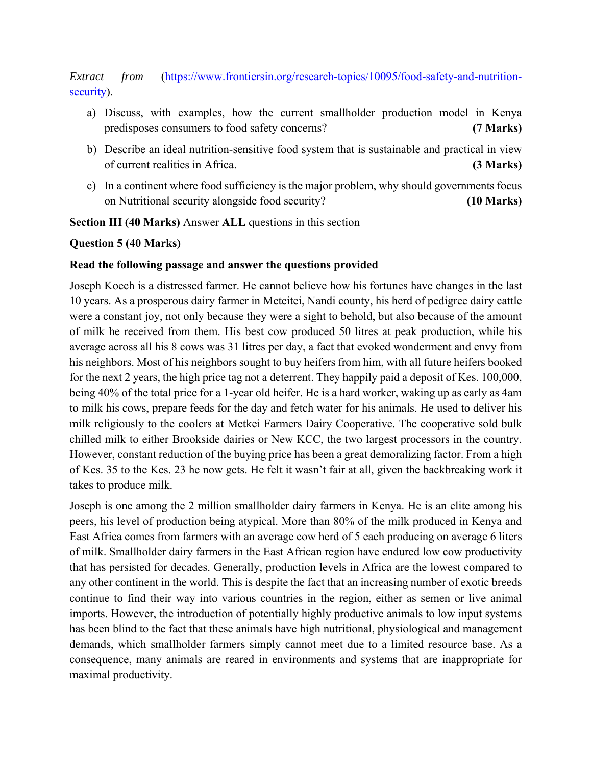*Extract from* ([https://www.frontiersin.org/research-topics/10095/food-safety-and-nutrition-security](https://www.frontiersin.org/research-topics/10095/food-safety-and-nutrition-security)).

a) Discuss, with examples, how the current smallholder production model in Kenya predisposes consumers to food safety concerns? **(7 Marks)**

b) Describe an ideal nutrition-sensitive food system that is sustainable and practical in view of current realities in Africa. **(3 Marks)**

c) In a continent where food sufficiency is the major problem, why should governments focus on Nutritional security alongside food security? **(10 Marks)**

**Section III (40 Marks)** Answer **ALL** questions in this section

**Question 5 (40 Marks)**

**Read the following passage and answer the questions provided**

Joseph Koech is a distressed farmer. He cannot believe how his fortunes have changes in the last 10 years. As a prosperous dairy farmer in Meteitei, Nandi county, his herd of pedigree dairy cattle were a constant joy, not only because they were a sight to behold, but also because of the amount of milk he received from them. His best cow produced 50 litres at peak production, while his average across all his 8 cows was 31 litres per day, a fact that evoked wonderment and envy from his neighbors. Most of his neighbors sought to buy heifers from him, with all future heifers booked for the next 2 years, the high price tag not a deterrent. They happily paid a deposit of Kes. 100,000, being 40% of the total price for a 1-year old heifer. He is a hard worker, waking up as early as 4am to milk his cows, prepare feeds for the day and fetch water for his animals. He used to deliver his milk religiously to the coolers at Metkei Farmers Dairy Cooperative. The cooperative sold bulk chilled milk to either Brookside dairies or New KCC, the two largest processors in the country. However, constant reduction of the buying price has been a great demoralizing factor. From a high of Kes. 35 to the Kes. 23 he now gets. He felt it wasn't fair at all, given the backbreaking work it takes to produce milk.

Joseph is one among the 2 million smallholder dairy farmers in Kenya. He is an elite among his peers, his level of production being atypical. More than 80% of the milk produced in Kenya and East Africa comes from farmers with an average cow herd of 5 each producing on average 6 liters of milk. Smallholder dairy farmers in the East African region have endured low cow productivity that has persisted for decades. Generally, production levels in Africa are the lowest compared to any other continent in the world. This is despite the fact that an increasing number of exotic breeds continue to find their way into various countries in the region, either as semen or live animal imports. However, the introduction of potentially highly productive animals to low input systems has been blind to the fact that these animals have high nutritional, physiological and management demands, which smallholder farmers simply cannot meet due to a limited resource base. As a consequence, many animals are reared in environments and systems that are inappropriate for maximal productivity.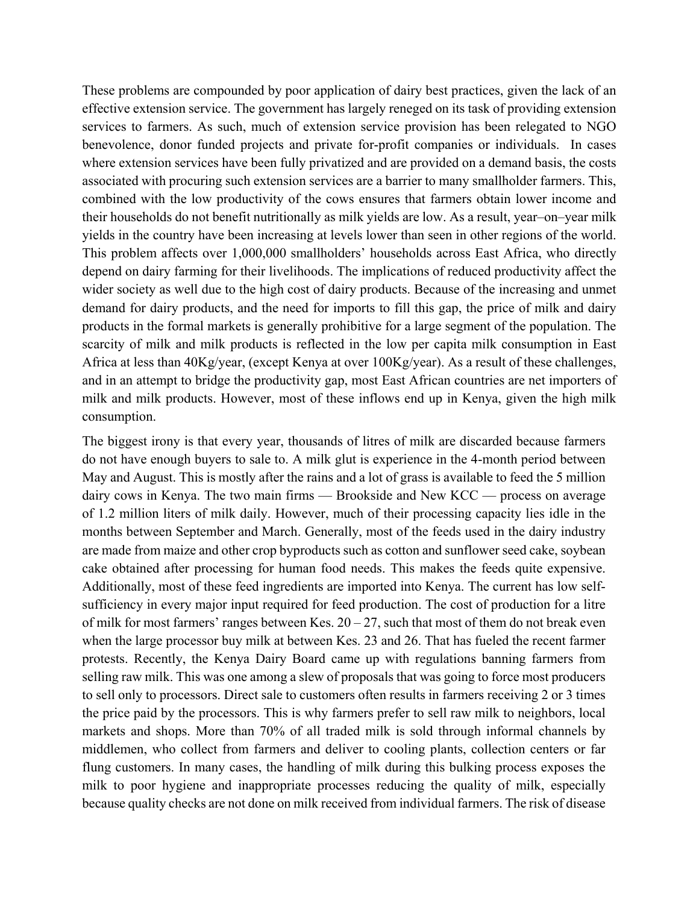These problems are compounded by poor application of dairy best practices, given the lack of an effective extension service. The government has largely reneged on its task of providing extension services to farmers. As such, much of extension service provision has been relegated to NGO benevolence, donor funded projects and private for-profit companies or individuals. In cases where extension services have been fully privatized and are provided on a demand basis, the costs associated with procuring such extension services are a barrier to many smallholder farmers. This, combined with the low productivity of the cows ensures that farmers obtain lower income and their households do not benefit nutritionally as milk yields are low. As a result, year–on–year milk yields in the country have been increasing at levels lower than seen in other regions of the world. This problem affects over 1,000,000 smallholders' households across East Africa, who directly depend on dairy farming for their livelihoods. The implications of reduced productivity affect the wider society as well due to the high cost of dairy products. Because of the increasing and unmet demand for dairy products, and the need for imports to fill this gap, the price of milk and dairy products in the formal markets is generally prohibitive for a large segment of the population. The scarcity of milk and milk products is reflected in the low per capita milk consumption in East Africa at less than 40Kg/year, (except Kenya at over 100Kg/year). As a result of these challenges, and in an attempt to bridge the productivity gap, most East African countries are net importers of milk and milk products. However, most of these inflows end up in Kenya, given the high milk consumption.

The biggest irony is that every year, thousands of litres of milk are discarded because farmers do not have enough buyers to sale to. A milk glut is experience in the 4-month period between May and August. This is mostly after the rains and a lot of grass is available to feed the 5 million dairy cows in Kenya. The two main firms — Brookside and New KCC — process on average of 1.2 million liters of milk daily. However, much of their processing capacity lies idle in the months between September and March. Generally, most of the feeds used in the dairy industry are made from maize and other crop byproducts such as cotton and sunflower seed cake, soybean cake obtained after processing for human food needs. This makes the feeds quite expensive. Additionally, most of these feed ingredients are imported into Kenya. The current has low self-sufficiency in every major input required for feed production. The cost of production for a litre of milk for most farmers' ranges between Kes. 20 – 27, such that most of them do not break even when the large processor buy milk at between Kes. 23 and 26. That has fueled the recent farmer protests. Recently, the Kenya Dairy Board came up with regulations banning farmers from selling raw milk. This was one among a slew of proposals that was going to force most producers to sell only to processors. Direct sale to customers often results in farmers receiving 2 or 3 times the price paid by the processors. This is why farmers prefer to sell raw milk to neighbors, local markets and shops. More than 70% of all traded milk is sold through informal channels by middlemen, who collect from farmers and deliver to cooling plants, collection centers or far flung customers. In many cases, the handling of milk during this bulking process exposes the milk to poor hygiene and inappropriate processes reducing the quality of milk, especially because quality checks are not done on milk received from individual farmers. The risk of disease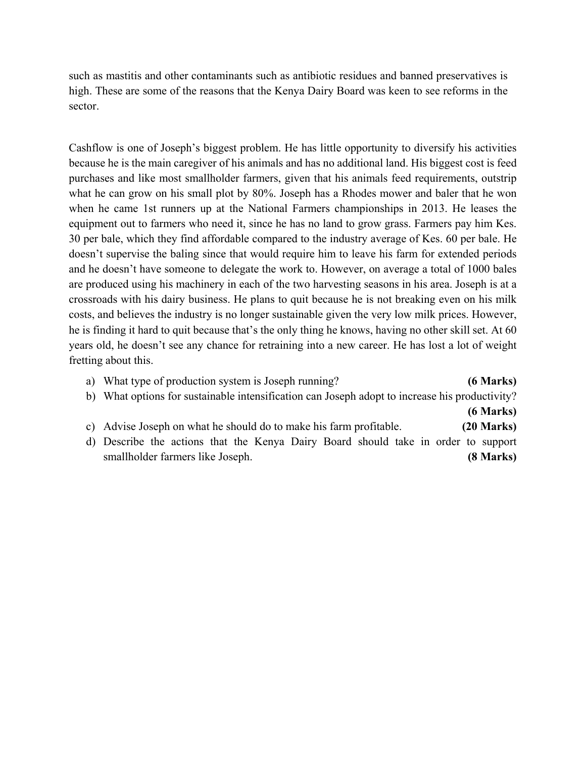such as mastitis and other contaminants such as antibiotic residues and banned preservatives is high. These are some of the reasons that the Kenya Dairy Board was keen to see reforms in the sector.

Cashflow is one of Joseph's biggest problem. He has little opportunity to diversify his activities because he is the main caregiver of his animals and has no additional land. His biggest cost is feed purchases and like most smallholder farmers, given that his animals feed requirements, outstrip what he can grow on his small plot by 80%. Joseph has a Rhodes mower and baler that he won when he came 1st runners up at the National Farmers championships in 2013. He leases the equipment out to farmers who need it, since he has no land to grow grass. Farmers pay him Kes. 30 per bale, which they find affordable compared to the industry average of Kes. 60 per bale. He doesn't supervise the baling since that would require him to leave his farm for extended periods and he doesn't have someone to delegate the work to. However, on average a total of 1000 bales are produced using his machinery in each of the two harvesting seasons in his area. Joseph is at a crossroads with his dairy business. He plans to quit because he is not breaking even on his milk costs, and believes the industry is no longer sustainable given the very low milk prices. However, he is finding it hard to quit because that's the only thing he knows, having no other skill set. At 60 years old, he doesn't see any chance for retraining into a new career. He has lost a lot of weight fretting about this.

a) What type of production system is Joseph running? **(6 Marks)**

b) What options for sustainable intensification can Joseph adopt to increase his productivity? **(6 Marks)**

c) Advise Joseph on what he should do to make his farm profitable. **(20 Marks)**

d) Describe the actions that the Kenya Dairy Board should take in order to support smallholder farmers like Joseph. **(8 Marks)**